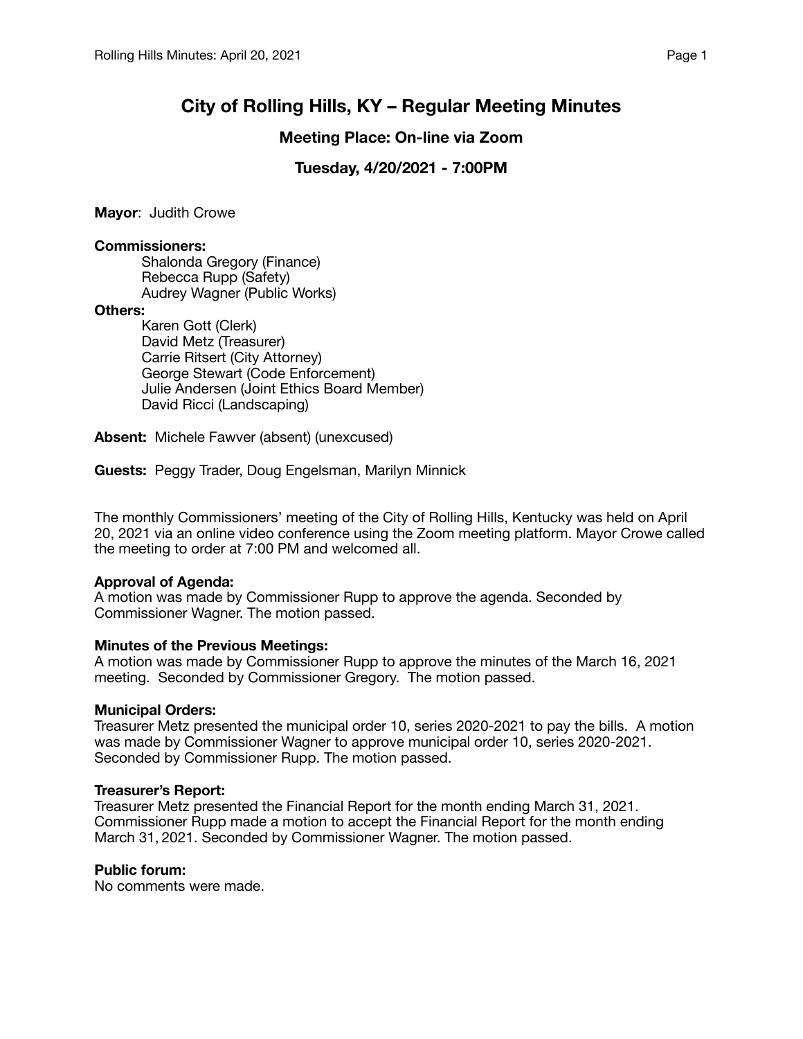# City of Rolling Hills, KY – Regular Meeting Minutes

## Meeting Place: On-line via Zoom

## Tuesday, 4/20/2021 - 7:00PM

**Mayor**: Judith Crowe

**Commissioners:**

- Shalonda Gregory (Finance)
- Rebecca Rupp (Safety)
- Audrey Wagner (Public Works)

**Others:**

- Karen Gott (Clerk)
- David Metz (Treasurer)
- Carrie Ritsert (City Attorney)
- George Stewart (Code Enforcement)
- Julie Andersen (Joint Ethics Board Member)
- David Ricci (Landscaping)

**Absent:** Michele Fawver (absent) (unexcused)

**Guests:** Peggy Trader, Doug Engelsman, Marilyn Minnick

The monthly Commissioners' meeting of the City of Rolling Hills, Kentucky was held on April 20, 2021 via an online video conference using the Zoom meeting platform. Mayor Crowe called the meeting to order at 7:00 PM and welcomed all.

**Approval of Agenda:**
A motion was made by Commissioner Rupp to approve the agenda. Seconded by Commissioner Wagner. The motion passed.

**Minutes of the Previous Meetings:**
A motion was made by Commissioner Rupp to approve the minutes of the March 16, 2021 meeting. Seconded by Commissioner Gregory. The motion passed.

**Municipal Orders:**
Treasurer Metz presented the municipal order 10, series 2020-2021 to pay the bills. A motion was made by Commissioner Wagner to approve municipal order 10, series 2020-2021. Seconded by Commissioner Rupp. The motion passed.

**Treasurer's Report:**
Treasurer Metz presented the Financial Report for the month ending March 31, 2021. Commissioner Rupp made a motion to accept the Financial Report for the month ending March 31, 2021. Seconded by Commissioner Wagner. The motion passed.

**Public forum:**
No comments were made.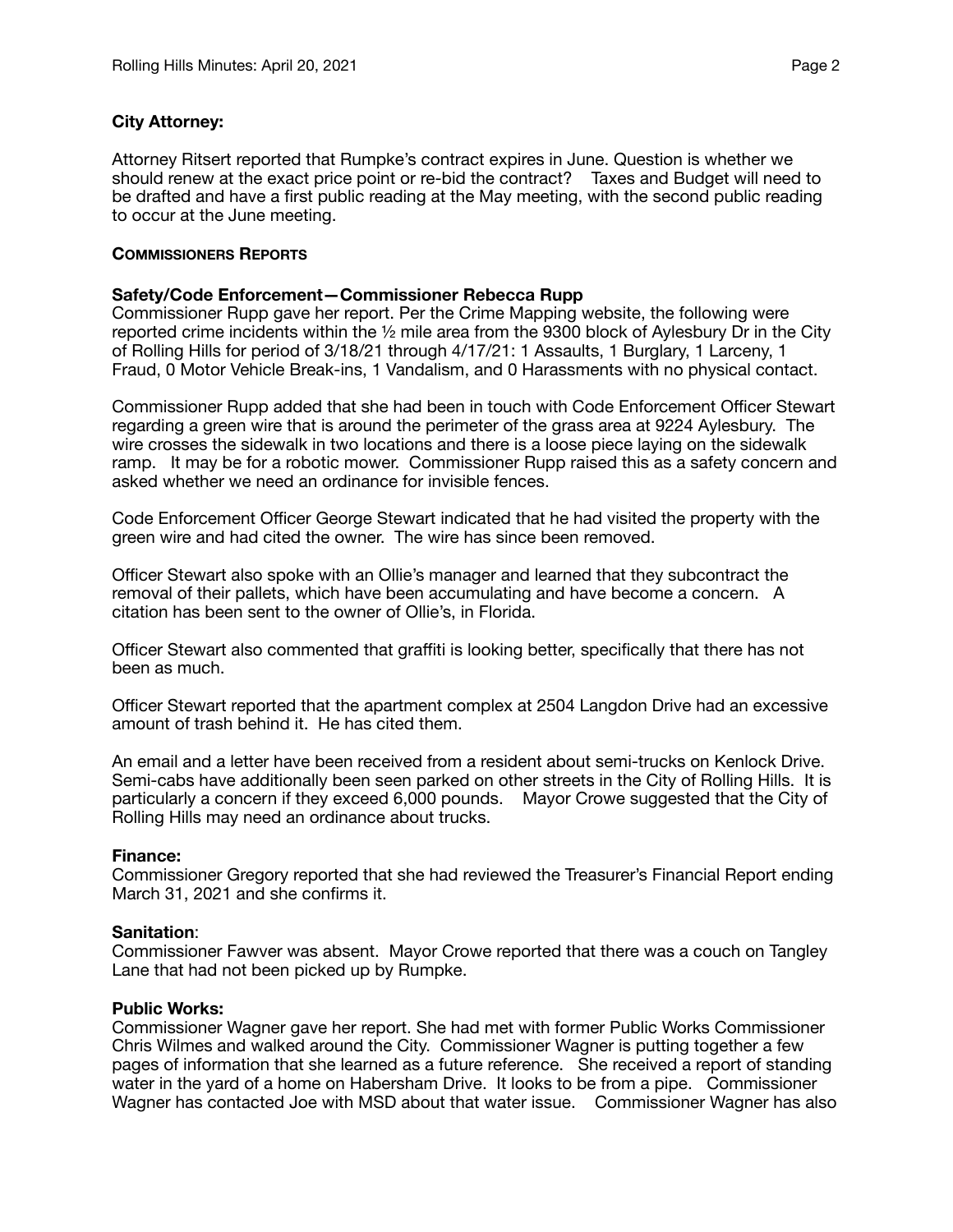**City Attorney:**

Attorney Ritsert reported that Rumpke's contract expires in June. Question is whether we should renew at the exact price point or re-bid the contract? Taxes and Budget will need to be drafted and have a first public reading at the May meeting, with the second public reading to occur at the June meeting.

**COMMISSIONERS REPORTS**

**Safety/Code Enforcement—Commissioner Rebecca Rupp**

Commissioner Rupp gave her report. Per the Crime Mapping website, the following were reported crime incidents within the ½ mile area from the 9300 block of Aylesbury Dr in the City of Rolling Hills for period of 3/18/21 through 4/17/21: 1 Assaults, 1 Burglary, 1 Larceny, 1 Fraud, 0 Motor Vehicle Break-ins, 1 Vandalism, and 0 Harassments with no physical contact.

Commissioner Rupp added that she had been in touch with Code Enforcement Officer Stewart regarding a green wire that is around the perimeter of the grass area at 9224 Aylesbury. The wire crosses the sidewalk in two locations and there is a loose piece laying on the sidewalk ramp. It may be for a robotic mower. Commissioner Rupp raised this as a safety concern and asked whether we need an ordinance for invisible fences.

Code Enforcement Officer George Stewart indicated that he had visited the property with the green wire and had cited the owner. The wire has since been removed.

Officer Stewart also spoke with an Ollie's manager and learned that they subcontract the removal of their pallets, which have been accumulating and have become a concern. A citation has been sent to the owner of Ollie's, in Florida.

Officer Stewart also commented that graffiti is looking better, specifically that there has not been as much.

Officer Stewart reported that the apartment complex at 2504 Langdon Drive had an excessive amount of trash behind it. He has cited them.

An email and a letter have been received from a resident about semi-trucks on Kenlock Drive. Semi-cabs have additionally been seen parked on other streets in the City of Rolling Hills. It is particularly a concern if they exceed 6,000 pounds. Mayor Crowe suggested that the City of Rolling Hills may need an ordinance about trucks.

**Finance:**

Commissioner Gregory reported that she had reviewed the Treasurer's Financial Report ending March 31, 2021 and she confirms it.

**Sanitation**:

Commissioner Fawver was absent. Mayor Crowe reported that there was a couch on Tangley Lane that had not been picked up by Rumpke.

**Public Works:**

Commissioner Wagner gave her report. She had met with former Public Works Commissioner Chris Wilmes and walked around the City. Commissioner Wagner is putting together a few pages of information that she learned as a future reference. She received a report of standing water in the yard of a home on Habersham Drive. It looks to be from a pipe. Commissioner Wagner has contacted Joe with MSD about that water issue. Commissioner Wagner has also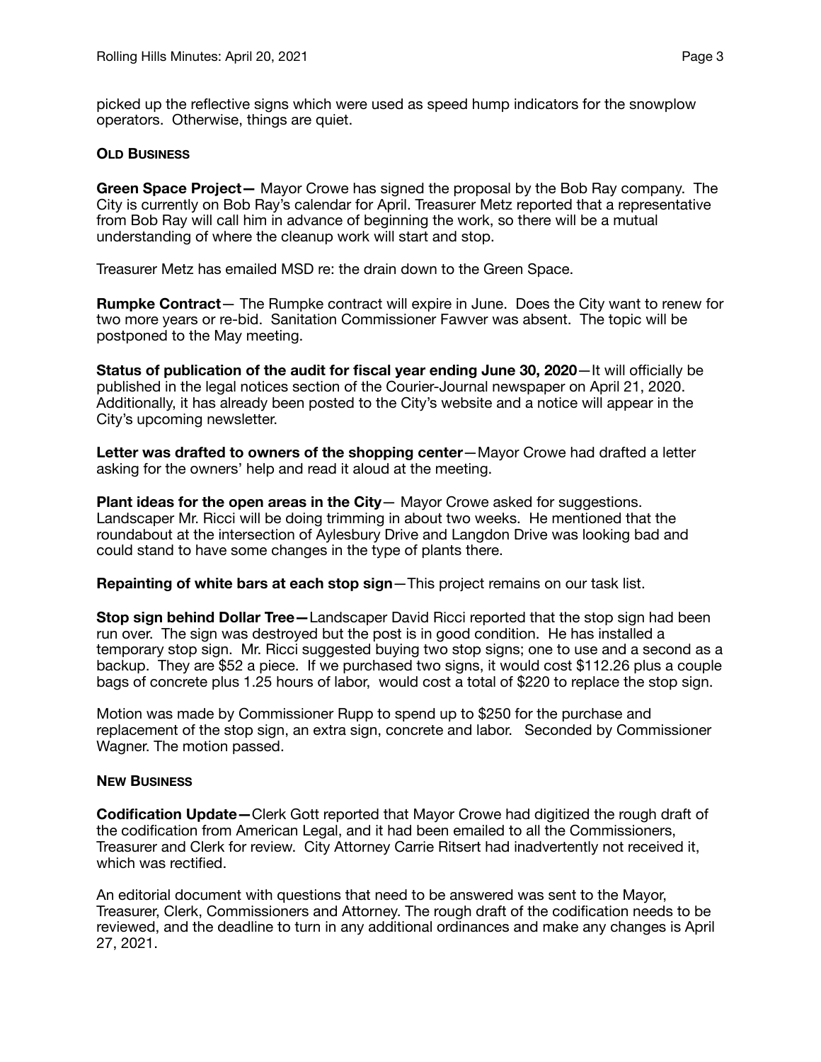picked up the reflective signs which were used as speed hump indicators for the snowplow operators. Otherwise, things are quiet.

**OLD BUSINESS**

**Green Space Project—** Mayor Crowe has signed the proposal by the Bob Ray company. The City is currently on Bob Ray's calendar for April. Treasurer Metz reported that a representative from Bob Ray will call him in advance of beginning the work, so there will be a mutual understanding of where the cleanup work will start and stop.

Treasurer Metz has emailed MSD re: the drain down to the Green Space.

**Rumpke Contract**— The Rumpke contract will expire in June. Does the City want to renew for two more years or re-bid. Sanitation Commissioner Fawver was absent. The topic will be postponed to the May meeting.

**Status of publication of the audit for fiscal year ending June 30, 2020**—It will officially be published in the legal notices section of the Courier-Journal newspaper on April 21, 2020. Additionally, it has already been posted to the City's website and a notice will appear in the City's upcoming newsletter.

**Letter was drafted to owners of the shopping center**—Mayor Crowe had drafted a letter asking for the owners' help and read it aloud at the meeting.

**Plant ideas for the open areas in the City**— Mayor Crowe asked for suggestions. Landscaper Mr. Ricci will be doing trimming in about two weeks. He mentioned that the roundabout at the intersection of Aylesbury Drive and Langdon Drive was looking bad and could stand to have some changes in the type of plants there.

**Repainting of white bars at each stop sign**—This project remains on our task list.

**Stop sign behind Dollar Tree—**Landscaper David Ricci reported that the stop sign had been run over. The sign was destroyed but the post is in good condition. He has installed a temporary stop sign. Mr. Ricci suggested buying two stop signs; one to use and a second as a backup. They are $52 a piece. If we purchased two signs, it would cost $112.26 plus a couple bags of concrete plus 1.25 hours of labor, would cost a total of $220 to replace the stop sign.

Motion was made by Commissioner Rupp to spend up to $250 for the purchase and replacement of the stop sign, an extra sign, concrete and labor. Seconded by Commissioner Wagner. The motion passed.

**NEW BUSINESS**

**Codification Update—**Clerk Gott reported that Mayor Crowe had digitized the rough draft of the codification from American Legal, and it had been emailed to all the Commissioners, Treasurer and Clerk for review. City Attorney Carrie Ritsert had inadvertently not received it, which was rectified.

An editorial document with questions that need to be answered was sent to the Mayor, Treasurer, Clerk, Commissioners and Attorney. The rough draft of the codification needs to be reviewed, and the deadline to turn in any additional ordinances and make any changes is April 27, 2021.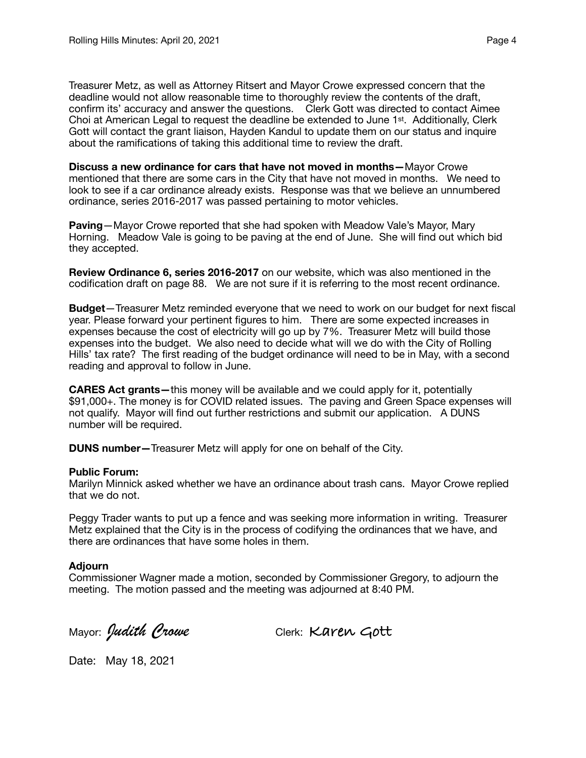Treasurer Metz, as well as Attorney Ritsert and Mayor Crowe expressed concern that the deadline would not allow reasonable time to thoroughly review the contents of the draft, confirm its' accuracy and answer the questions. Clerk Gott was directed to contact Aimee Choi at American Legal to request the deadline be extended to June 1st. Additionally, Clerk Gott will contact the grant liaison, Hayden Kandul to update them on our status and inquire about the ramifications of taking this additional time to review the draft.

**Discuss a new ordinance for cars that have not moved in months—**Mayor Crowe mentioned that there are some cars in the City that have not moved in months. We need to look to see if a car ordinance already exists. Response was that we believe an unnumbered ordinance, series 2016-2017 was passed pertaining to motor vehicles.

**Paving**—Mayor Crowe reported that she had spoken with Meadow Vale's Mayor, Mary Horning. Meadow Vale is going to be paving at the end of June. She will find out which bid they accepted.

**Review Ordinance 6, series 2016-2017** on our website, which was also mentioned in the codification draft on page 88. We are not sure if it is referring to the most recent ordinance.

**Budget**—Treasurer Metz reminded everyone that we need to work on our budget for next fiscal year. Please forward your pertinent figures to him. There are some expected increases in expenses because the cost of electricity will go up by 7%. Treasurer Metz will build those expenses into the budget. We also need to decide what will we do with the City of Rolling Hills' tax rate? The first reading of the budget ordinance will need to be in May, with a second reading and approval to follow in June.

**CARES Act grants—**this money will be available and we could apply for it, potentially $91,000+. The money is for COVID related issues. The paving and Green Space expenses will not qualify. Mayor will find out further restrictions and submit our application. A DUNS number will be required.

**DUNS number—**Treasurer Metz will apply for one on behalf of the City.

**Public Forum:**

Marilyn Minnick asked whether we have an ordinance about trash cans. Mayor Crowe replied that we do not.

Peggy Trader wants to put up a fence and was seeking more information in writing. Treasurer Metz explained that the City is in the process of codifying the ordinances that we have, and there are ordinances that have some holes in them.

**Adjourn**

Commissioner Wagner made a motion, seconded by Commissioner Gregory, to adjourn the meeting. The motion passed and the meeting was adjourned at 8:40 PM.

Mayor: *Judith Crowe* Clerk: Karen Gott

Date: May 18, 2021